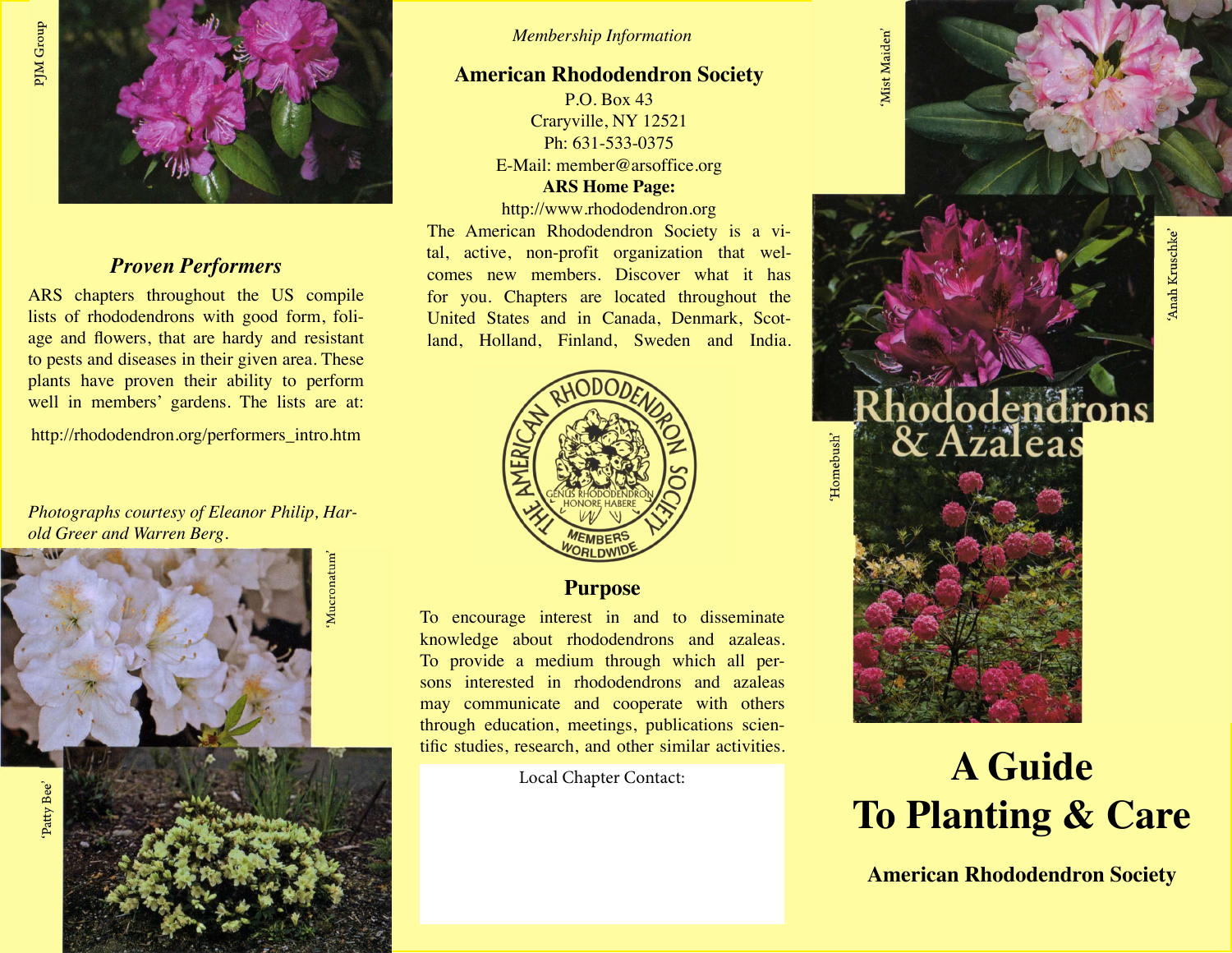PJM Group

## Proven Performers

ARS chapters throughout the US compile lists of rhododendrons with good form, foliage and flowers, that are hardy and resistant to pests and diseases in their given area. These plants have proven their ability to perform well in members' gardens. The lists are at:

http://rhododendron.org/performers_intro.htm

*Photographs courtesy of Eleanor Philip, Harold Greer and Warren Berg.*

'Mucronatum'

'Patty Bee'

*Membership Information*

## American Rhododendron Society

P.O. Box 43
Craryville, NY 12521
Ph: 631-533-0375
E-Mail: member@arsoffice.org

**ARS Home Page:**

http://www.rhododendron.org

The American Rhododendron Society is a vital, active, non-profit organization that welcomes new members. Discover what it has for you. Chapters are located throughout the United States and in Canada, Denmark, Scotland, Holland, Finland, Sweden and India.

THE AMERICAN RHODODENDRON SOCIETY
GENUS RHODODENDRON HONORE HABERE
MEMBERS WORLDWIDE

## Purpose

To encourage interest in and to disseminate knowledge about rhododendrons and azaleas. To provide a medium through which all persons interested in rhododendrons and azaleas may communicate and cooperate with others through education, meetings, publications scientific studies, research, and other similar activities.

Local Chapter Contact:

'Mist Maiden'

'Anah Kruschke'

'Homebush'

# Rhododendrons & Azaleas

# A Guide To Planting & Care

**American Rhododendron Society**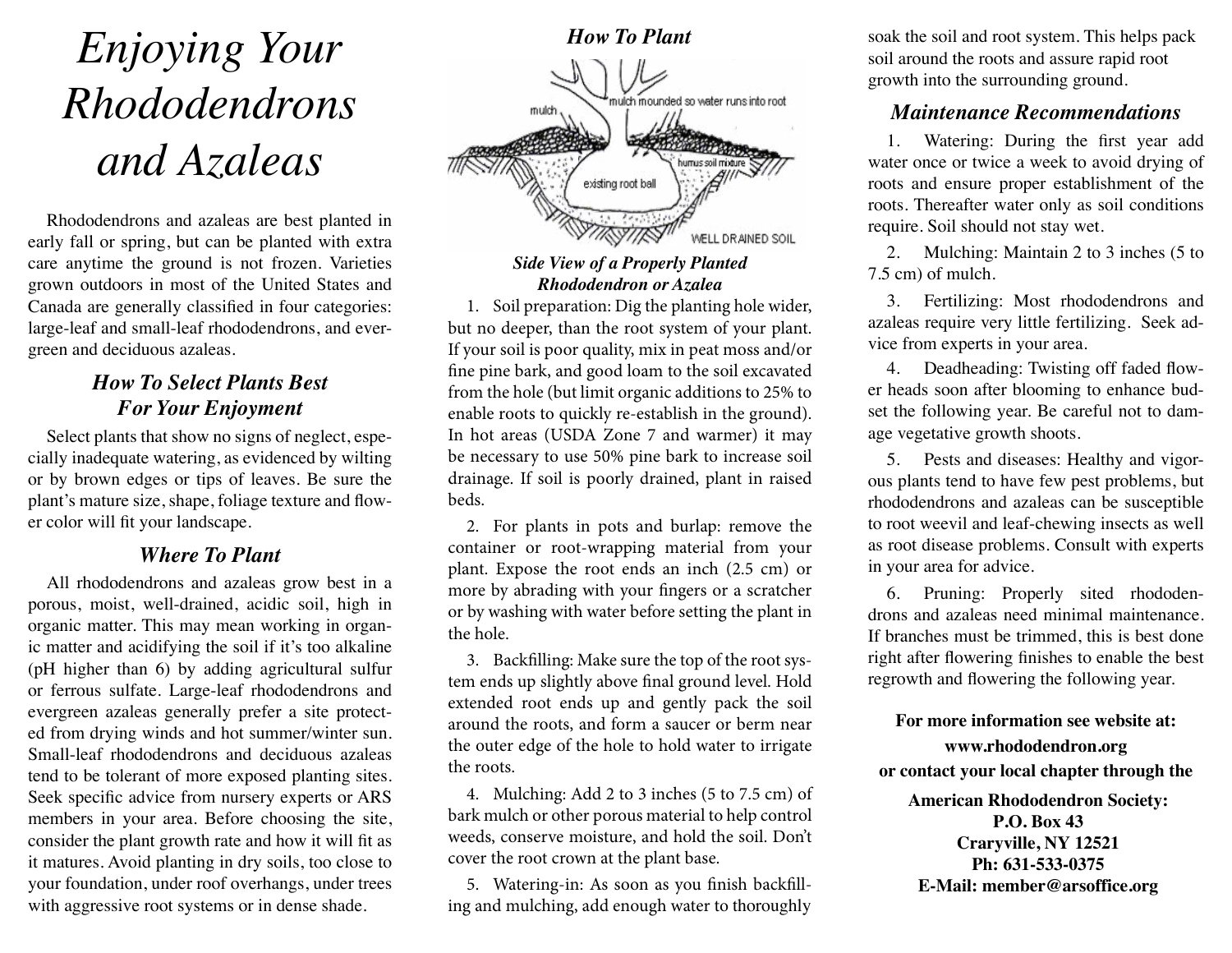# Enjoying Your Rhododendrons and Azaleas

Rhododendrons and azaleas are best planted in early fall or spring, but can be planted with extra care anytime the ground is not frozen. Varieties grown outdoors in most of the United States and Canada are generally classified in four categories: large-leaf and small-leaf rhododendrons, and evergreen and deciduous azaleas.

## *How To Select Plants Best For Your Enjoyment*

Select plants that show no signs of neglect, especially inadequate watering, as evidenced by wilting or by brown edges or tips of leaves. Be sure the plant's mature size, shape, foliage texture and flower color will fit your landscape.

## *Where To Plant*

All rhododendrons and azaleas grow best in a porous, moist, well-drained, acidic soil, high in organic matter. This may mean working in organic matter and acidifying the soil if it's too alkaline (pH higher than 6) by adding agricultural sulfur or ferrous sulfate. Large-leaf rhododendrons and evergreen azaleas generally prefer a site protected from drying winds and hot summer/winter sun. Small-leaf rhododendrons and deciduous azaleas tend to be tolerant of more exposed planting sites. Seek specific advice from nursery experts or ARS members in your area. Before choosing the site, consider the plant growth rate and how it will fit as it matures. Avoid planting in dry soils, too close to your foundation, under roof overhangs, under trees with aggressive root systems or in dense shade.

## *How To Plant*

mulch

mulch mounded so water runs into root

humus soil mixture

existing root ball

WELL DRAINED SOIL

***Side View of a Properly Planted Rhododendron or Azalea***

1. Soil preparation: Dig the planting hole wider, but no deeper, than the root system of your plant. If your soil is poor quality, mix in peat moss and/or fine pine bark, and good loam to the soil excavated from the hole (but limit organic additions to 25% to enable roots to quickly re-establish in the ground). In hot areas (USDA Zone 7 and warmer) it may be necessary to use 50% pine bark to increase soil drainage. If soil is poorly drained, plant in raised beds.

2. For plants in pots and burlap: remove the container or root-wrapping material from your plant. Expose the root ends an inch (2.5 cm) or more by abrading with your fingers or a scratcher or by washing with water before setting the plant in the hole.

3. Backfilling: Make sure the top of the root system ends up slightly above final ground level. Hold extended root ends up and gently pack the soil around the roots, and form a saucer or berm near the outer edge of the hole to hold water to irrigate the roots.

4. Mulching: Add 2 to 3 inches (5 to 7.5 cm) of bark mulch or other porous material to help control weeds, conserve moisture, and hold the soil. Don't cover the root crown at the plant base.

5. Watering-in: As soon as you finish backfilling and mulching, add enough water to thoroughly soak the soil and root system. This helps pack soil around the roots and assure rapid root growth into the surrounding ground.

## *Maintenance Recommendations*

1. Watering: During the first year add water once or twice a week to avoid drying of roots and ensure proper establishment of the roots. Thereafter water only as soil conditions require. Soil should not stay wet.

2. Mulching: Maintain 2 to 3 inches (5 to 7.5 cm) of mulch.

3. Fertilizing: Most rhododendrons and azaleas require very little fertilizing. Seek advice from experts in your area.

4. Deadheading: Twisting off faded flower heads soon after blooming to enhance budset the following year. Be careful not to damage vegetative growth shoots.

5. Pests and diseases: Healthy and vigorous plants tend to have few pest problems, but rhododendrons and azaleas can be susceptible to root weevil and leaf-chewing insects as well as root disease problems. Consult with experts in your area for advice.

6. Pruning: Properly sited rhododendrons and azaleas need minimal maintenance. If branches must be trimmed, this is best done right after flowering finishes to enable the best regrowth and flowering the following year.

**For more information see website at:**

**www.rhododendron.org**

**or contact your local chapter through the**

**American Rhododendron Society:**
**P.O. Box 43**
**Craryville, NY 12521**
**Ph: 631-533-0375**
**E-Mail: member@arsoffice.org**